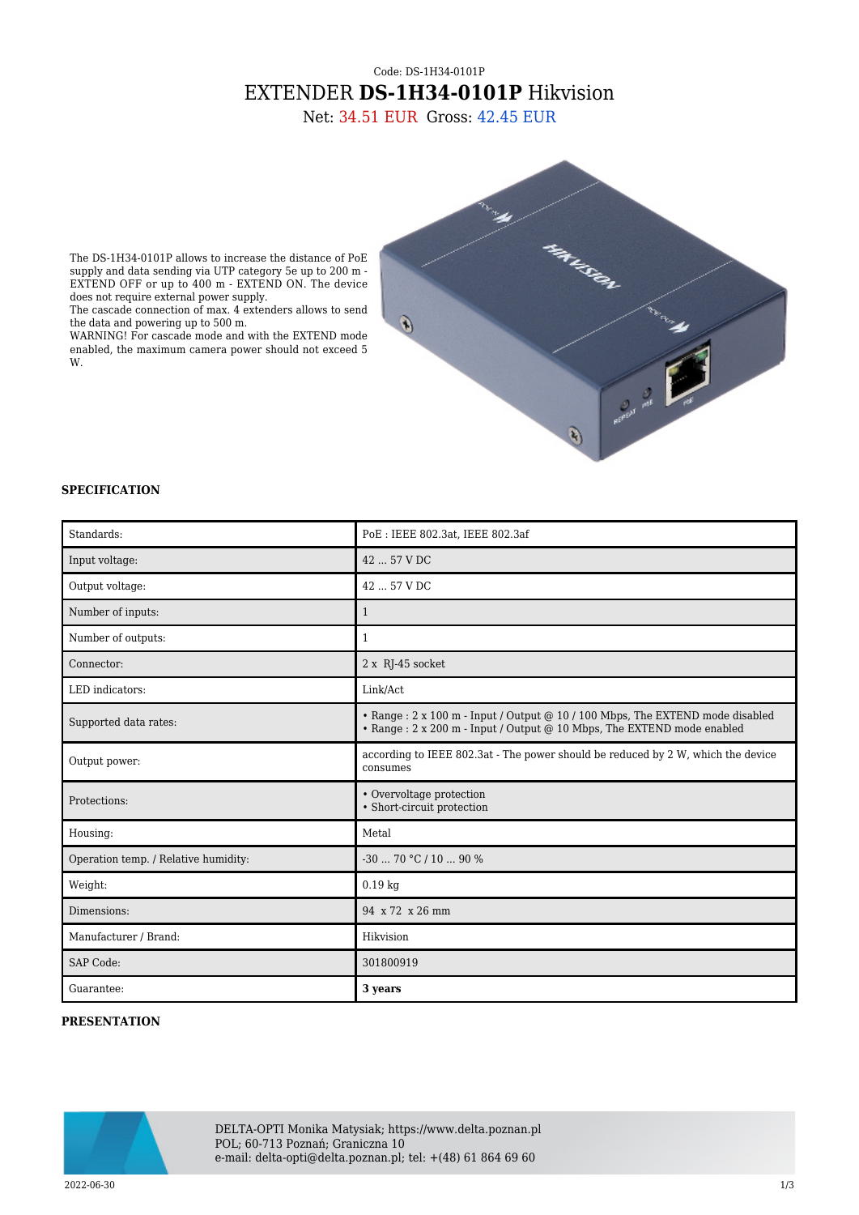Code: DS-1H34-0101P

# EXTENDER **DS-1H34-0101P** Hikvision

Net: 34.51 EUR Gross: 42.45 EUR

The DS-1H34-0101P allows to increase the distance of PoE supply and data sending via UTP category 5e up to 200 m - EXTEND OFF or up to 400 m - EXTEND ON. The device does not require external power supply.
The cascade connection of max. 4 extenders allows to send the data and powering up to 500 m.
WARNING! For cascade mode and with the EXTEND mode enabled, the maximum camera power should not exceed 5 W.

## SPECIFICATION

| | |
|---|---|
| Standards: | PoE : IEEE 802.3at, IEEE 802.3af |
| Input voltage: | 42 ... 57 V DC |
| Output voltage: | 42 ... 57 V DC |
| Number of inputs: | 1 |
| Number of outputs: | 1 |
| Connector: | 2 x RJ-45 socket |
| LED indicators: | Link/Act |
| Supported data rates: | • Range : 2 x 100 m - Input / Output @ 10 / 100 Mbps, The EXTEND mode disabled<br>• Range : 2 x 200 m - Input / Output @ 10 Mbps, The EXTEND mode enabled |
| Output power: | according to IEEE 802.3at - The power should be reduced by 2 W, which the device consumes |
| Protections: | • Overvoltage protection<br>• Short-circuit protection |
| Housing: | Metal |
| Operation temp. / Relative humidity: | -30 ... 70 °C / 10 ... 90 % |
| Weight: | 0.19 kg |
| Dimensions: | 94 x 72 x 26 mm |
| Manufacturer / Brand: | Hikvision |
| SAP Code: | 301800919 |
| Guarantee: | **3 years** |

## PRESENTATION

DELTA-OPTI Monika Matysiak; https://www.delta.poznan.pl
POL; 60-713 Poznań; Graniczna 10
e-mail: delta-opti@delta.poznan.pl; tel: +(48) 61 864 69 60

2022-06-30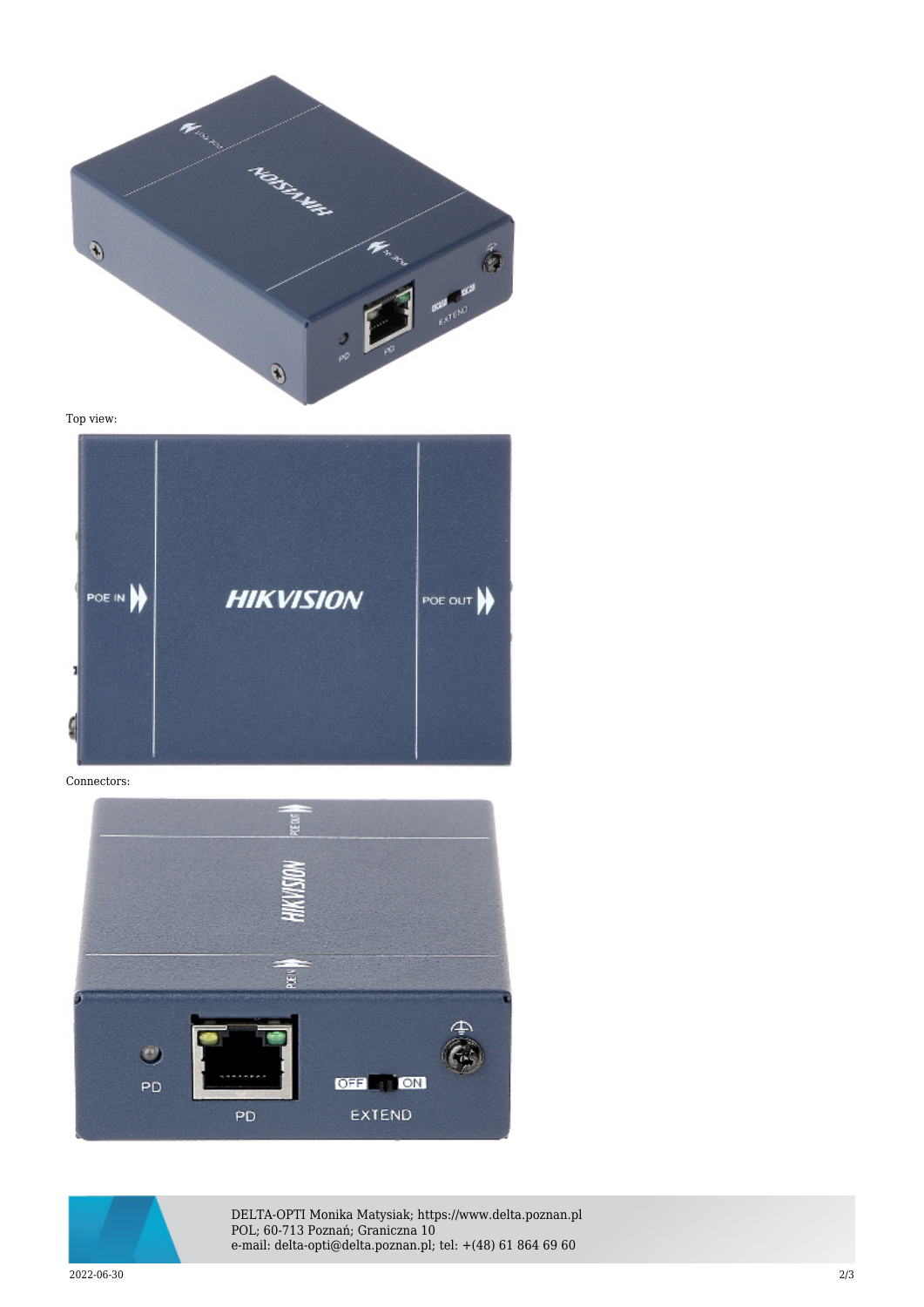Top view:

Connectors: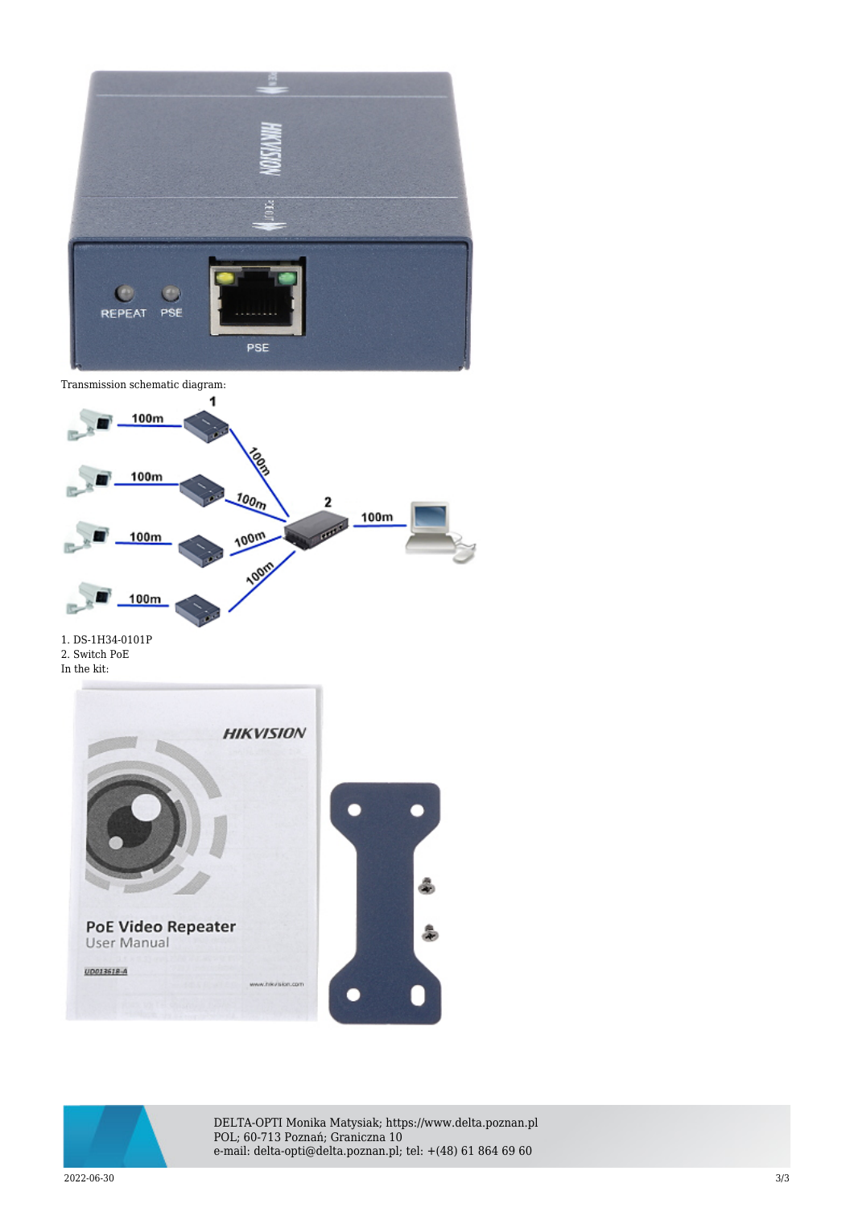Transmission schematic diagram:

1. DS-1H34-0101P
2. Switch PoE

In the kit: